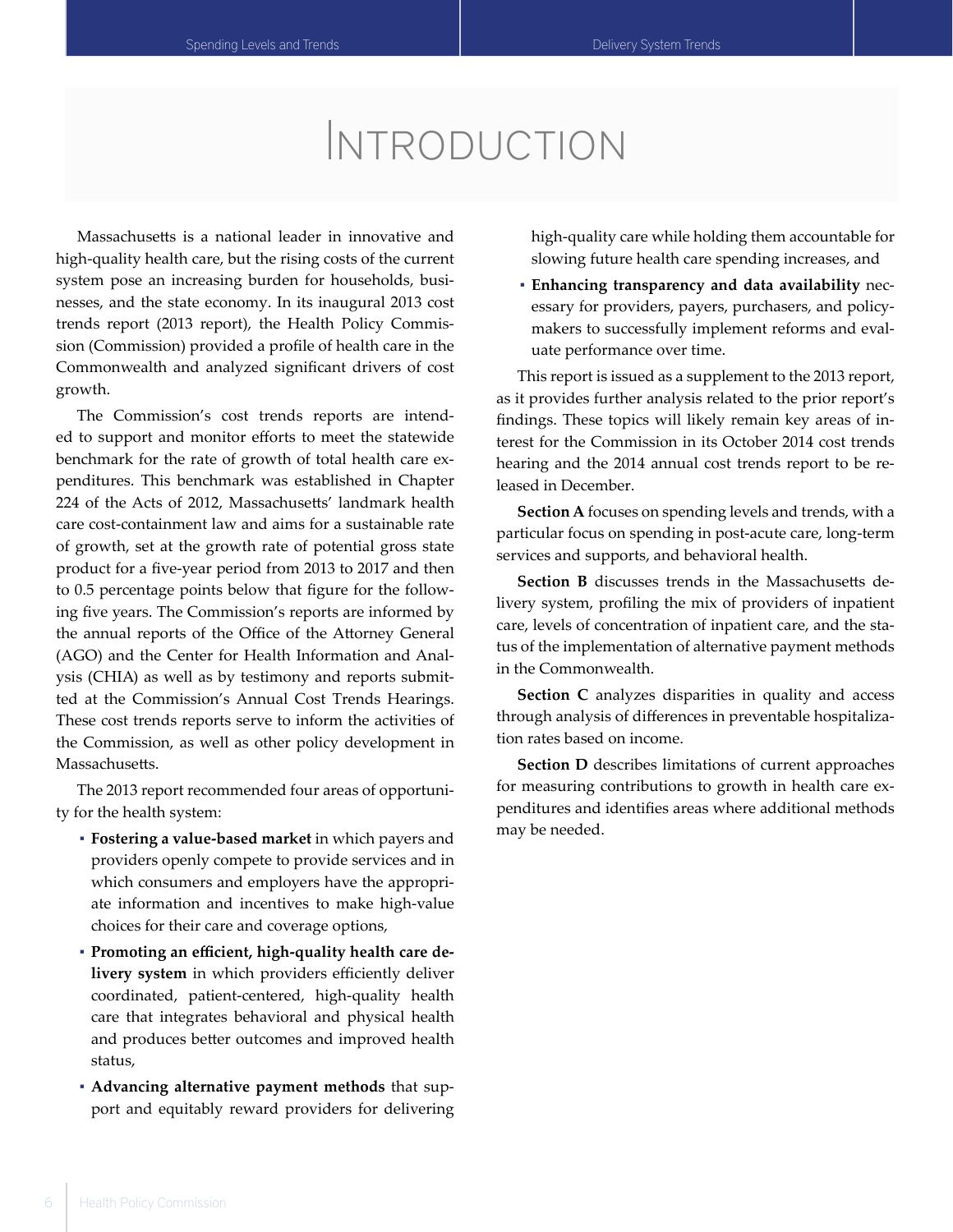# Introduction

Massachusetts is a national leader in innovative and high-quality health care, but the rising costs of the current system pose an increasing burden for households, businesses, and the state economy. In its inaugural 2013 cost trends report (2013 report), the Health Policy Commission (Commission) provided a profile of health care in the Commonwealth and analyzed significant drivers of cost growth.

The Commission's cost trends reports are intended to support and monitor efforts to meet the statewide benchmark for the rate of growth of total health care expenditures. This benchmark was established in Chapter 224 of the Acts of 2012, Massachusetts' landmark health care cost-containment law and aims for a sustainable rate of growth, set at the growth rate of potential gross state product for a five-year period from 2013 to 2017 and then to 0.5 percentage points below that figure for the following five years. The Commission's reports are informed by the annual reports of the Office of the Attorney General (AGO) and the Center for Health Information and Analysis (CHIA) as well as by testimony and reports submitted at the Commission's Annual Cost Trends Hearings. These cost trends reports serve to inform the activities of the Commission, as well as other policy development in Massachusetts.

The 2013 report recommended four areas of opportunity for the health system:

- **Fostering a value-based market** in which payers and providers openly compete to provide services and in which consumers and employers have the appropriate information and incentives to make high-value choices for their care and coverage options,
- **Promoting an efficient, high-quality health care delivery system** in which providers efficiently deliver coordinated, patient-centered, high-quality health care that integrates behavioral and physical health and produces better outcomes and improved health status,
- **Advancing alternative payment methods** that support and equitably reward providers for delivering high-quality care while holding them accountable for slowing future health care spending increases, and
- **Enhancing transparency and data availability** necessary for providers, payers, purchasers, and policymakers to successfully implement reforms and evaluate performance over time.

This report is issued as a supplement to the 2013 report, as it provides further analysis related to the prior report's findings. These topics will likely remain key areas of interest for the Commission in its October 2014 cost trends hearing and the 2014 annual cost trends report to be released in December.

**Section A** focuses on spending levels and trends, with a particular focus on spending in post-acute care, long-term services and supports, and behavioral health.

**Section B** discusses trends in the Massachusetts delivery system, profiling the mix of providers of inpatient care, levels of concentration of inpatient care, and the status of the implementation of alternative payment methods in the Commonwealth.

**Section C** analyzes disparities in quality and access through analysis of differences in preventable hospitalization rates based on income.

**Section D** describes limitations of current approaches for measuring contributions to growth in health care expenditures and identifies areas where additional methods may be needed.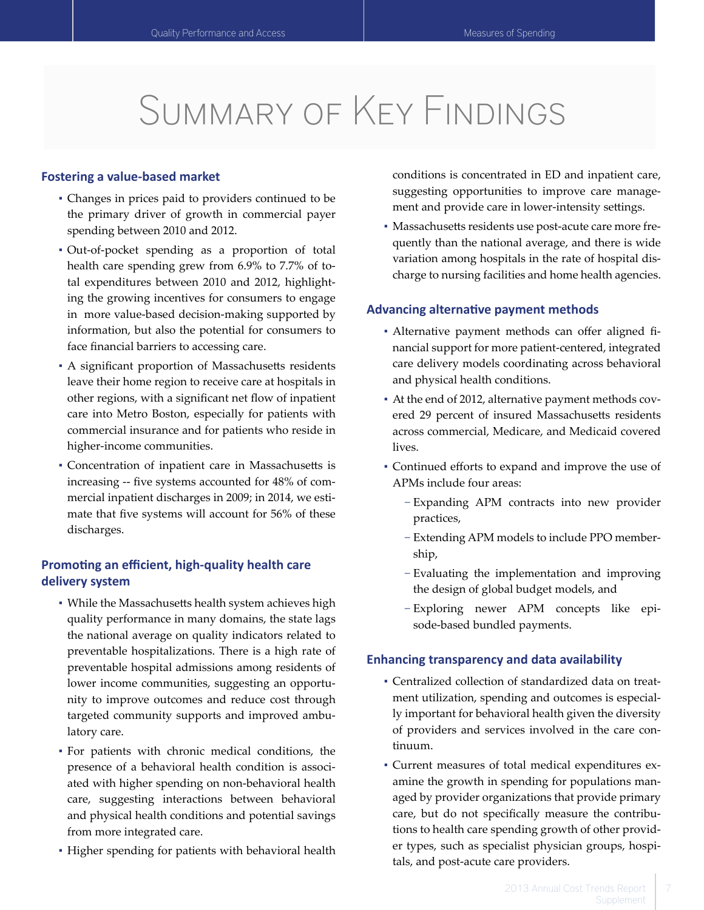# Summary of Key Findings

## Fostering a value-based market

- Changes in prices paid to providers continued to be the primary driver of growth in commercial payer spending between 2010 and 2012.
- Out-of-pocket spending as a proportion of total health care spending grew from 6.9% to 7.7% of total expenditures between 2010 and 2012, highlighting the growing incentives for consumers to engage in more value-based decision-making supported by information, but also the potential for consumers to face financial barriers to accessing care.
- A significant proportion of Massachusetts residents leave their home region to receive care at hospitals in other regions, with a significant net flow of inpatient care into Metro Boston, especially for patients with commercial insurance and for patients who reside in higher-income communities.
- Concentration of inpatient care in Massachusetts is increasing -- five systems accounted for 48% of commercial inpatient discharges in 2009; in 2014, we estimate that five systems will account for 56% of these discharges.

## Promoting an efficient, high-quality health care delivery system

- While the Massachusetts health system achieves high quality performance in many domains, the state lags the national average on quality indicators related to preventable hospitalizations. There is a high rate of preventable hospital admissions among residents of lower income communities, suggesting an opportunity to improve outcomes and reduce cost through targeted community supports and improved ambulatory care.
- For patients with chronic medical conditions, the presence of a behavioral health condition is associated with higher spending on non-behavioral health care, suggesting interactions between behavioral and physical health conditions and potential savings from more integrated care.
- Higher spending for patients with behavioral health conditions is concentrated in ED and inpatient care, suggesting opportunities to improve care management and provide care in lower-intensity settings.
- Massachusetts residents use post-acute care more frequently than the national average, and there is wide variation among hospitals in the rate of hospital discharge to nursing facilities and home health agencies.

## Advancing alternative payment methods

- Alternative payment methods can offer aligned financial support for more patient-centered, integrated care delivery models coordinating across behavioral and physical health conditions.
- At the end of 2012, alternative payment methods covered 29 percent of insured Massachusetts residents across commercial, Medicare, and Medicaid covered lives.
- Continued efforts to expand and improve the use of APMs include four areas:
  - Expanding APM contracts into new provider practices,
  - Extending APM models to include PPO membership,
  - Evaluating the implementation and improving the design of global budget models, and
  - Exploring newer APM concepts like episode-based bundled payments.

## Enhancing transparency and data availability

- Centralized collection of standardized data on treatment utilization, spending and outcomes is especially important for behavioral health given the diversity of providers and services involved in the care continuum.
- Current measures of total medical expenditures examine the growth in spending for populations managed by provider organizations that provide primary care, but do not specifically measure the contributions to health care spending growth of other provider types, such as specialist physician groups, hospitals, and post-acute care providers.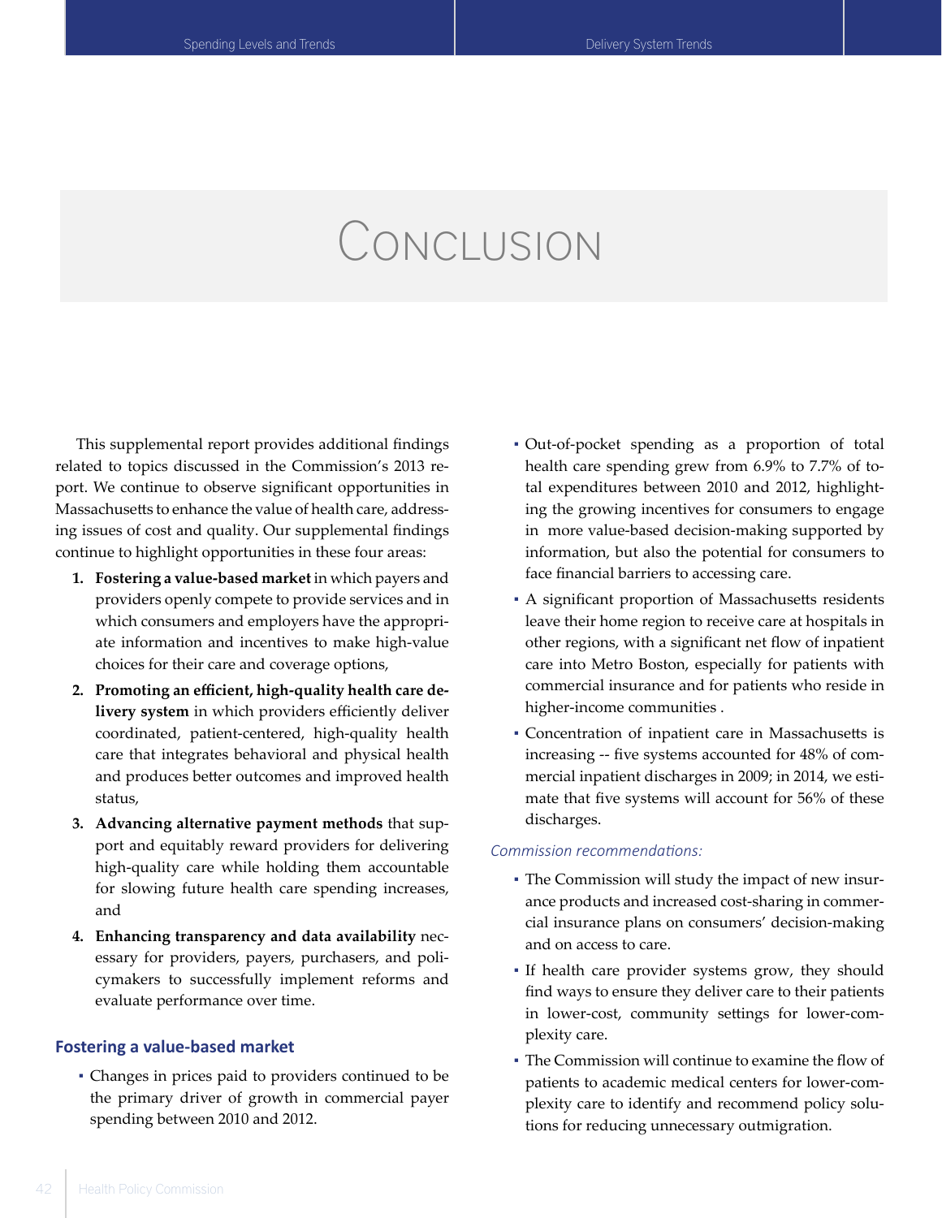# Conclusion

This supplemental report provides additional findings related to topics discussed in the Commission's 2013 report. We continue to observe significant opportunities in Massachusetts to enhance the value of health care, addressing issues of cost and quality. Our supplemental findings continue to highlight opportunities in these four areas:

1. **Fostering a value-based market** in which payers and providers openly compete to provide services and in which consumers and employers have the appropriate information and incentives to make high-value choices for their care and coverage options,
2. **Promoting an efficient, high-quality health care delivery system** in which providers efficiently deliver coordinated, patient-centered, high-quality health care that integrates behavioral and physical health and produces better outcomes and improved health status,
3. **Advancing alternative payment methods** that support and equitably reward providers for delivering high-quality care while holding them accountable for slowing future health care spending increases, and
4. **Enhancing transparency and data availability** necessary for providers, payers, purchasers, and policymakers to successfully implement reforms and evaluate performance over time.

### Fostering a value-based market

- Changes in prices paid to providers continued to be the primary driver of growth in commercial payer spending between 2010 and 2012.
- Out-of-pocket spending as a proportion of total health care spending grew from 6.9% to 7.7% of total expenditures between 2010 and 2012, highlighting the growing incentives for consumers to engage in more value-based decision-making supported by information, but also the potential for consumers to face financial barriers to accessing care.
- A significant proportion of Massachusetts residents leave their home region to receive care at hospitals in other regions, with a significant net flow of inpatient care into Metro Boston, especially for patients with commercial insurance and for patients who reside in higher-income communities .
- Concentration of inpatient care in Massachusetts is increasing -- five systems accounted for 48% of commercial inpatient discharges in 2009; in 2014, we estimate that five systems will account for 56% of these discharges.

*Commission recommendations:*

- The Commission will study the impact of new insurance products and increased cost-sharing in commercial insurance plans on consumers' decision-making and on access to care.
- If health care provider systems grow, they should find ways to ensure they deliver care to their patients in lower-cost, community settings for lower-complexity care.
- The Commission will continue to examine the flow of patients to academic medical centers for lower-complexity care to identify and recommend policy solutions for reducing unnecessary outmigration.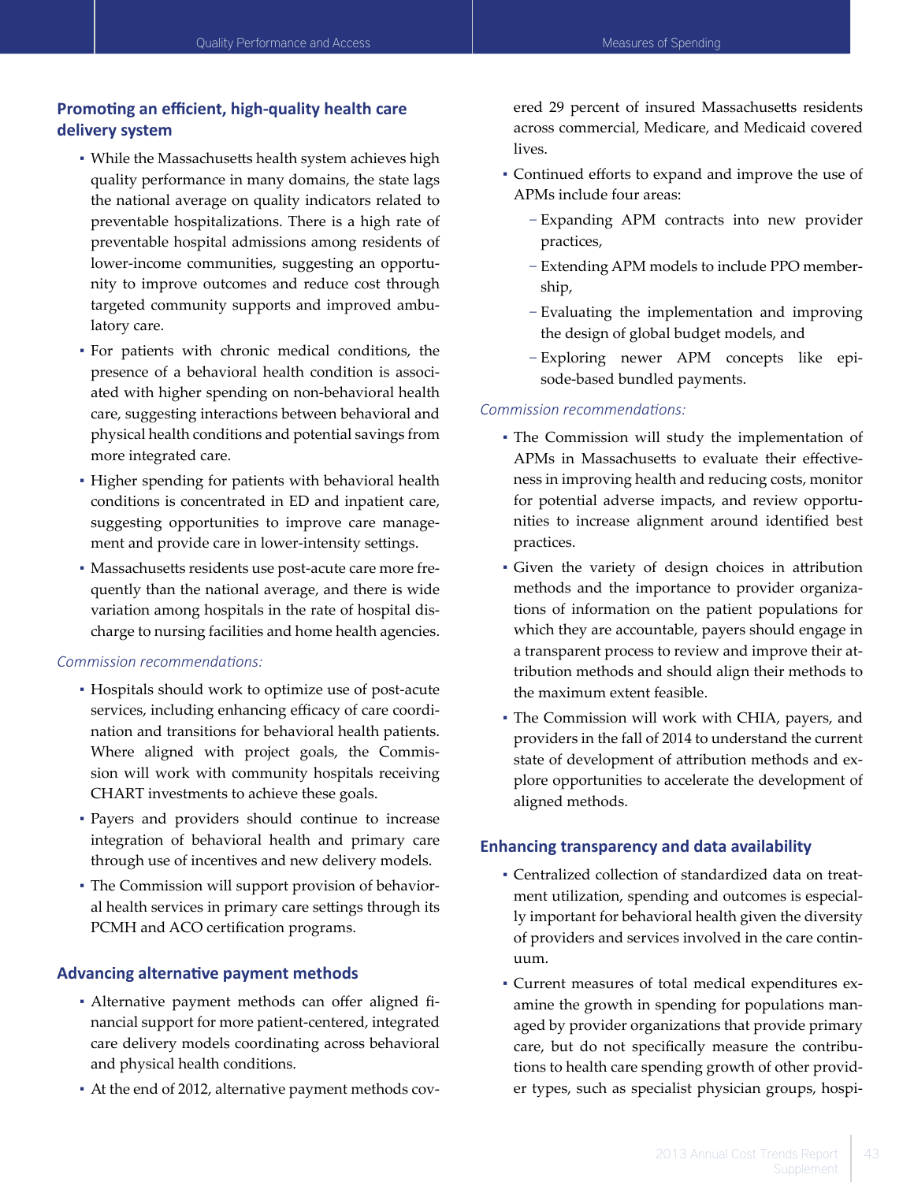### Promoting an efficient, high-quality health care delivery system

- While the Massachusetts health system achieves high quality performance in many domains, the state lags the national average on quality indicators related to preventable hospitalizations. There is a high rate of preventable hospital admissions among residents of lower-income communities, suggesting an opportunity to improve outcomes and reduce cost through targeted community supports and improved ambulatory care.
- For patients with chronic medical conditions, the presence of a behavioral health condition is associated with higher spending on non-behavioral health care, suggesting interactions between behavioral and physical health conditions and potential savings from more integrated care.
- Higher spending for patients with behavioral health conditions is concentrated in ED and inpatient care, suggesting opportunities to improve care management and provide care in lower-intensity settings.
- Massachusetts residents use post-acute care more frequently than the national average, and there is wide variation among hospitals in the rate of hospital discharge to nursing facilities and home health agencies.

*Commission recommendations:*

- Hospitals should work to optimize use of post-acute services, including enhancing efficacy of care coordination and transitions for behavioral health patients. Where aligned with project goals, the Commission will work with community hospitals receiving CHART investments to achieve these goals.
- Payers and providers should continue to increase integration of behavioral health and primary care through use of incentives and new delivery models.
- The Commission will support provision of behavioral health services in primary care settings through its PCMH and ACO certification programs.

### Advancing alternative payment methods

- Alternative payment methods can offer aligned financial support for more patient-centered, integrated care delivery models coordinating across behavioral and physical health conditions.
- At the end of 2012, alternative payment methods covered 29 percent of insured Massachusetts residents across commercial, Medicare, and Medicaid covered lives.
- Continued efforts to expand and improve the use of APMs include four areas:
  - Expanding APM contracts into new provider practices,
  - Extending APM models to include PPO membership,
  - Evaluating the implementation and improving the design of global budget models, and
  - Exploring newer APM concepts like episode-based bundled payments.

*Commission recommendations:*

- The Commission will study the implementation of APMs in Massachusetts to evaluate their effectiveness in improving health and reducing costs, monitor for potential adverse impacts, and review opportunities to increase alignment around identified best practices.
- Given the variety of design choices in attribution methods and the importance to provider organizations of information on the patient populations for which they are accountable, payers should engage in a transparent process to review and improve their attribution methods and should align their methods to the maximum extent feasible.
- The Commission will work with CHIA, payers, and providers in the fall of 2014 to understand the current state of development of attribution methods and explore opportunities to accelerate the development of aligned methods.

### Enhancing transparency and data availability

- Centralized collection of standardized data on treatment utilization, spending and outcomes is especially important for behavioral health given the diversity of providers and services involved in the care continuum.
- Current measures of total medical expenditures examine the growth in spending for populations managed by provider organizations that provide primary care, but do not specifically measure the contributions to health care spending growth of other provider types, such as specialist physician groups, hospi-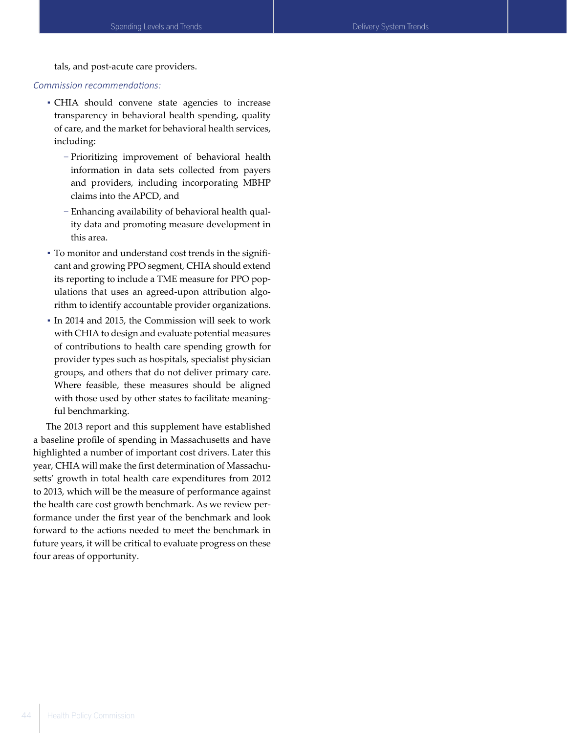tals, and post-acute care providers.

*Commission recommendations:*

- CHIA should convene state agencies to increase transparency in behavioral health spending, quality of care, and the market for behavioral health services, including:
  - Prioritizing improvement of behavioral health information in data sets collected from payers and providers, including incorporating MBHP claims into the APCD, and
  - Enhancing availability of behavioral health quality data and promoting measure development in this area.
- To monitor and understand cost trends in the significant and growing PPO segment, CHIA should extend its reporting to include a TME measure for PPO populations that uses an agreed-upon attribution algorithm to identify accountable provider organizations.
- In 2014 and 2015, the Commission will seek to work with CHIA to design and evaluate potential measures of contributions to health care spending growth for provider types such as hospitals, specialist physician groups, and others that do not deliver primary care. Where feasible, these measures should be aligned with those used by other states to facilitate meaningful benchmarking.

The 2013 report and this supplement have established a baseline profile of spending in Massachusetts and have highlighted a number of important cost drivers. Later this year, CHIA will make the first determination of Massachusetts' growth in total health care expenditures from 2012 to 2013, which will be the measure of performance against the health care cost growth benchmark. As we review performance under the first year of the benchmark and look forward to the actions needed to meet the benchmark in future years, it will be critical to evaluate progress on these four areas of opportunity.